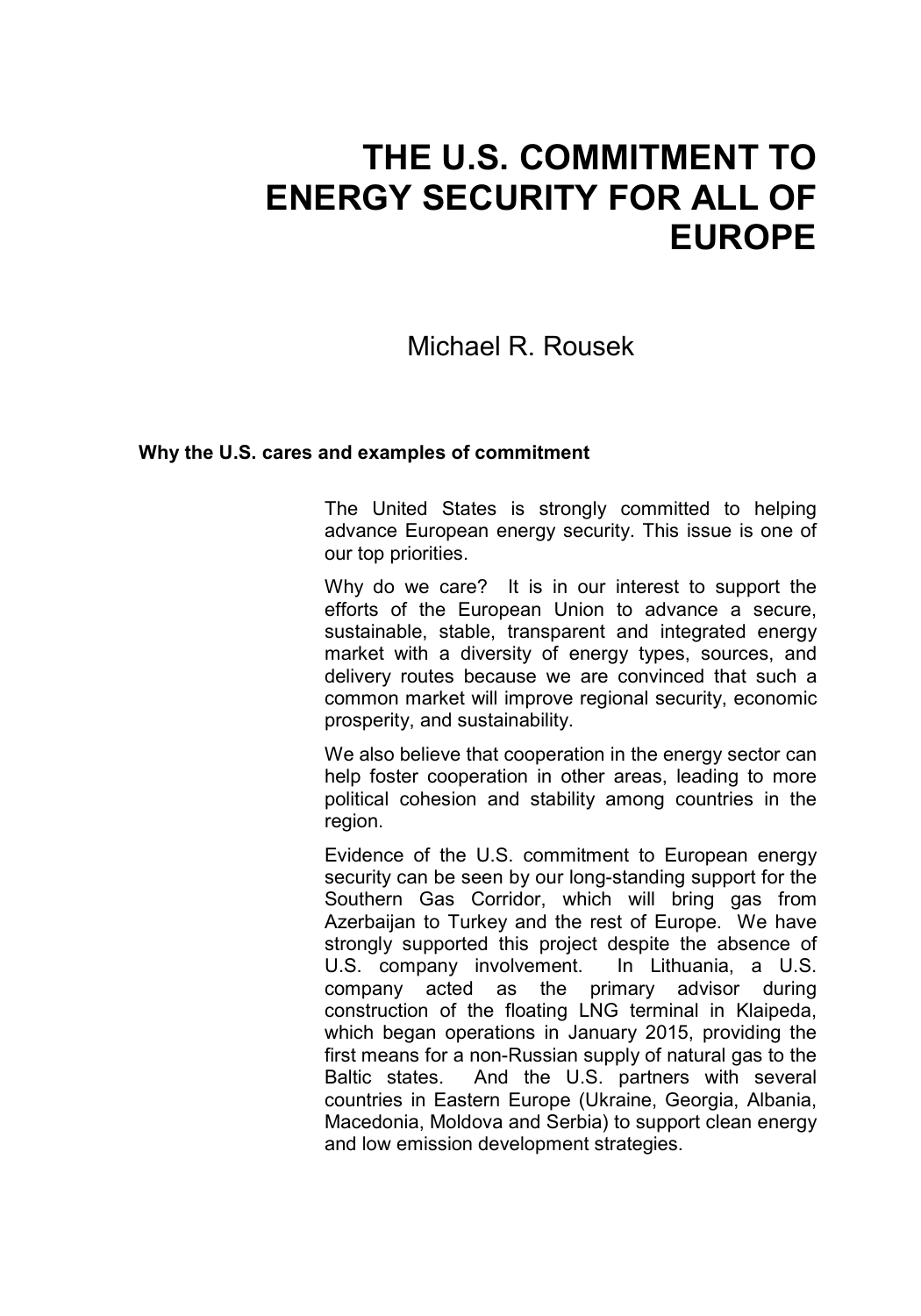# THE U.S. COMMITMENT TO ENERGY SECURITY FOR ALL OF EUROPE

Michael R. Rousek

### Why the U.S. cares and examples of commitment

The United States is strongly committed to helping advance European energy security. This issue is one of our top priorities.

Why do we care? It is in our interest to support the efforts of the European Union to advance a secure, sustainable, stable, transparent and integrated energy market with a diversity of energy types, sources, and delivery routes because we are convinced that such a common market will improve regional security, economic prosperity, and sustainability.

We also believe that cooperation in the energy sector can help foster cooperation in other areas, leading to more political cohesion and stability among countries in the region.

Evidence of the U.S. commitment to European energy security can be seen by our long-standing support for the Southern Gas Corridor, which will bring gas from Azerbaijan to Turkey and the rest of Europe. We have strongly supported this project despite the absence of U.S. company involvement. In Lithuania, a U.S. company acted as the primary advisor during construction of the floating LNG terminal in Klaipeda, which began operations in January 2015, providing the first means for a non-Russian supply of natural gas to the Baltic states. And the U.S. partners with several countries in Eastern Europe (Ukraine, Georgia, Albania, Macedonia, Moldova and Serbia) to support clean energy and low emission development strategies.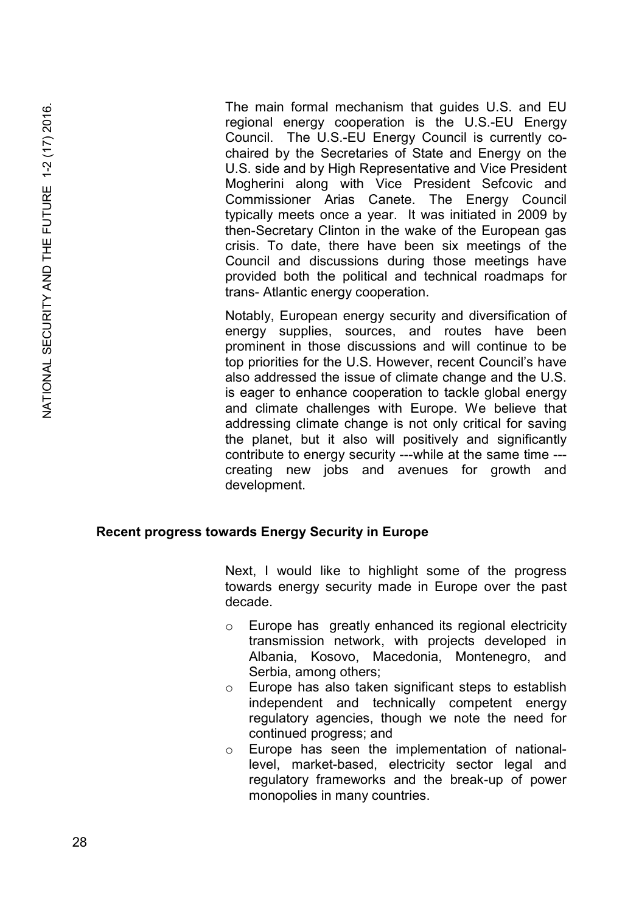The main formal mechanism that guides U.S. and EU regional energy cooperation is the U.S.-EU Energy Council. The U.S.-EU Energy Council is currently co-chaired by the Secretaries of State and Energy on the U.S. side and by High Representative and Vice President Mogherini along with Vice President Sefcovic and Commissioner Arias Canete. The Energy Council typically meets once a year. It was initiated in 2009 by then-Secretary Clinton in the wake of the European gas crisis. To date, there have been six meetings of the Council and discussions during those meetings have provided both the political and technical roadmaps for trans- Atlantic energy cooperation.

Notably, European energy security and diversification of energy supplies, sources, and routes have been prominent in those discussions and will continue to be top priorities for the U.S. However, recent Council's have also addressed the issue of climate change and the U.S. is eager to enhance cooperation to tackle global energy and climate challenges with Europe. We believe that addressing climate change is not only critical for saving the planet, but it also will positively and significantly contribute to energy security ---while at the same time ---creating new jobs and avenues for growth and development.

**Recent progress towards Energy Security in Europe**

Next, I would like to highlight some of the progress towards energy security made in Europe over the past decade.

- Europe has greatly enhanced its regional electricity transmission network, with projects developed in Albania, Kosovo, Macedonia, Montenegro, and Serbia, among others;
- Europe has also taken significant steps to establish independent and technically competent energy regulatory agencies, though we note the need for continued progress; and
- Europe has seen the implementation of national-level, market-based, electricity sector legal and regulatory frameworks and the break-up of power monopolies in many countries.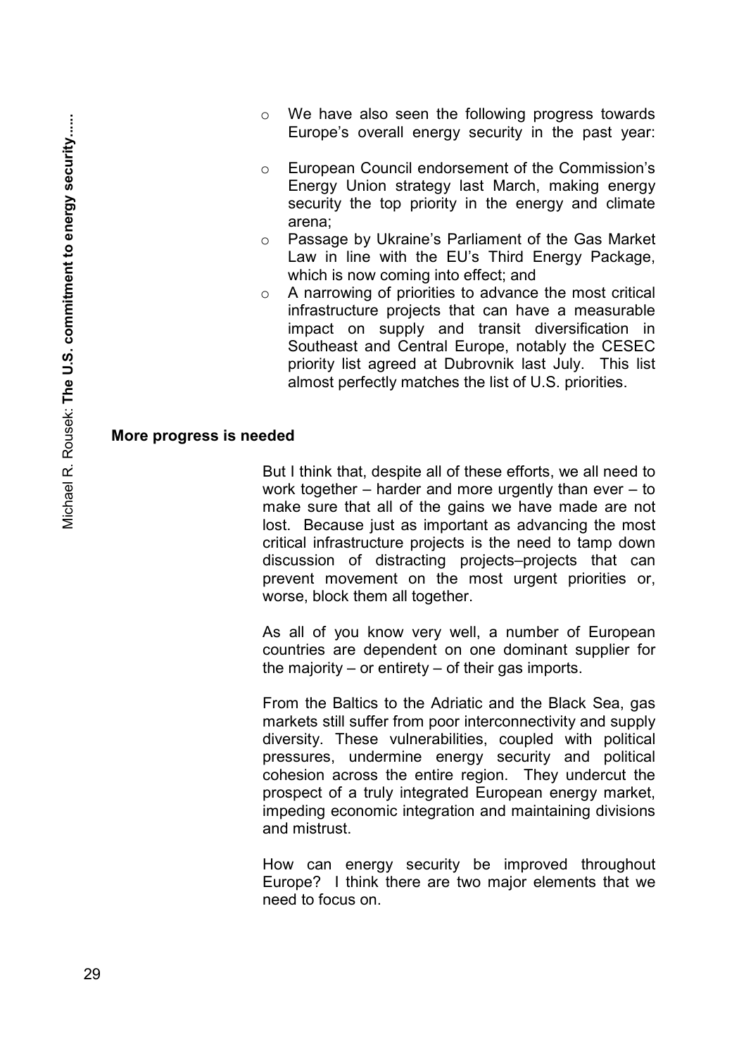- We have also seen the following progress towards Europe's overall energy security in the past year:

- European Council endorsement of the Commission's Energy Union strategy last March, making energy security the top priority in the energy and climate arena;
- Passage by Ukraine's Parliament of the Gas Market Law in line with the EU's Third Energy Package, which is now coming into effect; and
- A narrowing of priorities to advance the most critical infrastructure projects that can have a measurable impact on supply and transit diversification in Southeast and Central Europe, notably the CESEC priority list agreed at Dubrovnik last July. This list almost perfectly matches the list of U.S. priorities.

**More progress is needed**

But I think that, despite all of these efforts, we all need to work together – harder and more urgently than ever – to make sure that all of the gains we have made are not lost. Because just as important as advancing the most critical infrastructure projects is the need to tamp down discussion of distracting projects–projects that can prevent movement on the most urgent priorities or, worse, block them all together.

As all of you know very well, a number of European countries are dependent on one dominant supplier for the majority – or entirety – of their gas imports.

From the Baltics to the Adriatic and the Black Sea, gas markets still suffer from poor interconnectivity and supply diversity. These vulnerabilities, coupled with political pressures, undermine energy security and political cohesion across the entire region. They undercut the prospect of a truly integrated European energy market, impeding economic integration and maintaining divisions and mistrust.

How can energy security be improved throughout Europe? I think there are two major elements that we need to focus on.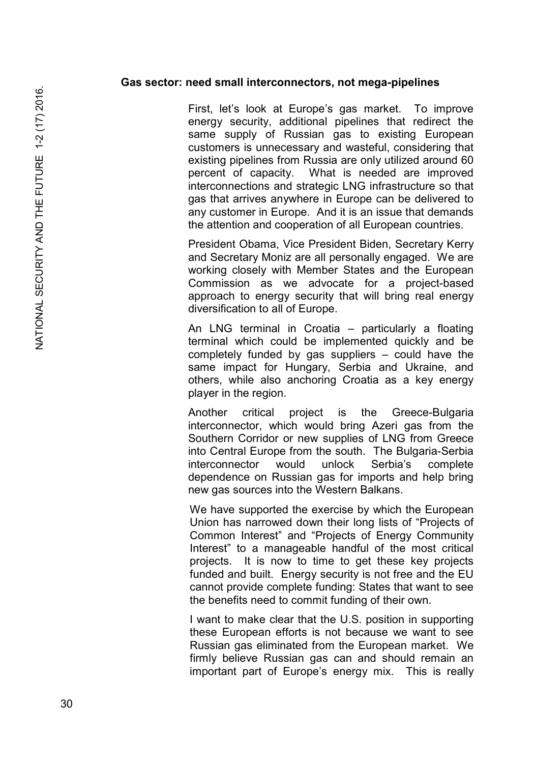**Gas sector: need small interconnectors, not mega-pipelines**

First, let's look at Europe's gas market. To improve energy security, additional pipelines that redirect the same supply of Russian gas to existing European customers is unnecessary and wasteful, considering that existing pipelines from Russia are only utilized around 60 percent of capacity. What is needed are improved interconnections and strategic LNG infrastructure so that gas that arrives anywhere in Europe can be delivered to any customer in Europe. And it is an issue that demands the attention and cooperation of all European countries.

President Obama, Vice President Biden, Secretary Kerry and Secretary Moniz are all personally engaged. We are working closely with Member States and the European Commission as we advocate for a project-based approach to energy security that will bring real energy diversification to all of Europe.

An LNG terminal in Croatia – particularly a floating terminal which could be implemented quickly and be completely funded by gas suppliers – could have the same impact for Hungary, Serbia and Ukraine, and others, while also anchoring Croatia as a key energy player in the region.

Another critical project is the Greece-Bulgaria interconnector, which would bring Azeri gas from the Southern Corridor or new supplies of LNG from Greece into Central Europe from the south. The Bulgaria-Serbia interconnector would unlock Serbia's complete dependence on Russian gas for imports and help bring new gas sources into the Western Balkans.

We have supported the exercise by which the European Union has narrowed down their long lists of "Projects of Common Interest" and "Projects of Energy Community Interest" to a manageable handful of the most critical projects. It is now to time to get these key projects funded and built. Energy security is not free and the EU cannot provide complete funding: States that want to see the benefits need to commit funding of their own.

I want to make clear that the U.S. position in supporting these European efforts is not because we want to see Russian gas eliminated from the European market. We firmly believe Russian gas can and should remain an important part of Europe's energy mix. This is really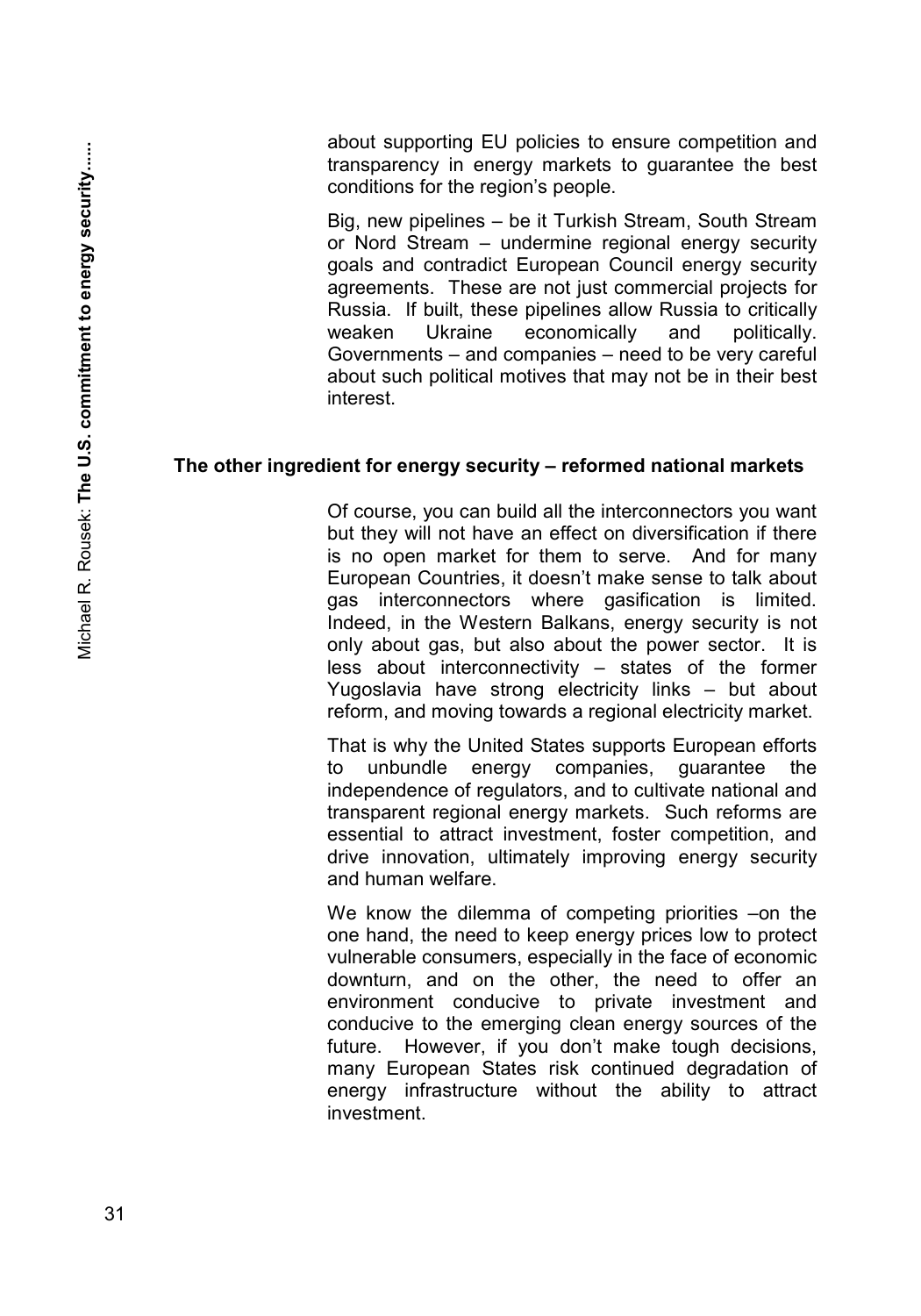about supporting EU policies to ensure competition and transparency in energy markets to guarantee the best conditions for the region's people.

Big, new pipelines – be it Turkish Stream, South Stream or Nord Stream – undermine regional energy security goals and contradict European Council energy security agreements. These are not just commercial projects for Russia. If built, these pipelines allow Russia to critically weaken Ukraine economically and politically. Governments – and companies – need to be very careful about such political motives that may not be in their best interest.

## The other ingredient for energy security – reformed national markets

Of course, you can build all the interconnectors you want but they will not have an effect on diversification if there is no open market for them to serve. And for many European Countries, it doesn't make sense to talk about gas interconnectors where gasification is limited. Indeed, in the Western Balkans, energy security is not only about gas, but also about the power sector. It is less about interconnectivity – states of the former Yugoslavia have strong electricity links – but about reform, and moving towards a regional electricity market.

That is why the United States supports European efforts to unbundle energy companies, guarantee the independence of regulators, and to cultivate national and transparent regional energy markets. Such reforms are essential to attract investment, foster competition, and drive innovation, ultimately improving energy security and human welfare.

We know the dilemma of competing priorities –on the one hand, the need to keep energy prices low to protect vulnerable consumers, especially in the face of economic downturn, and on the other, the need to offer an environment conducive to private investment and conducive to the emerging clean energy sources of the future. However, if you don't make tough decisions, many European States risk continued degradation of energy infrastructure without the ability to attract investment.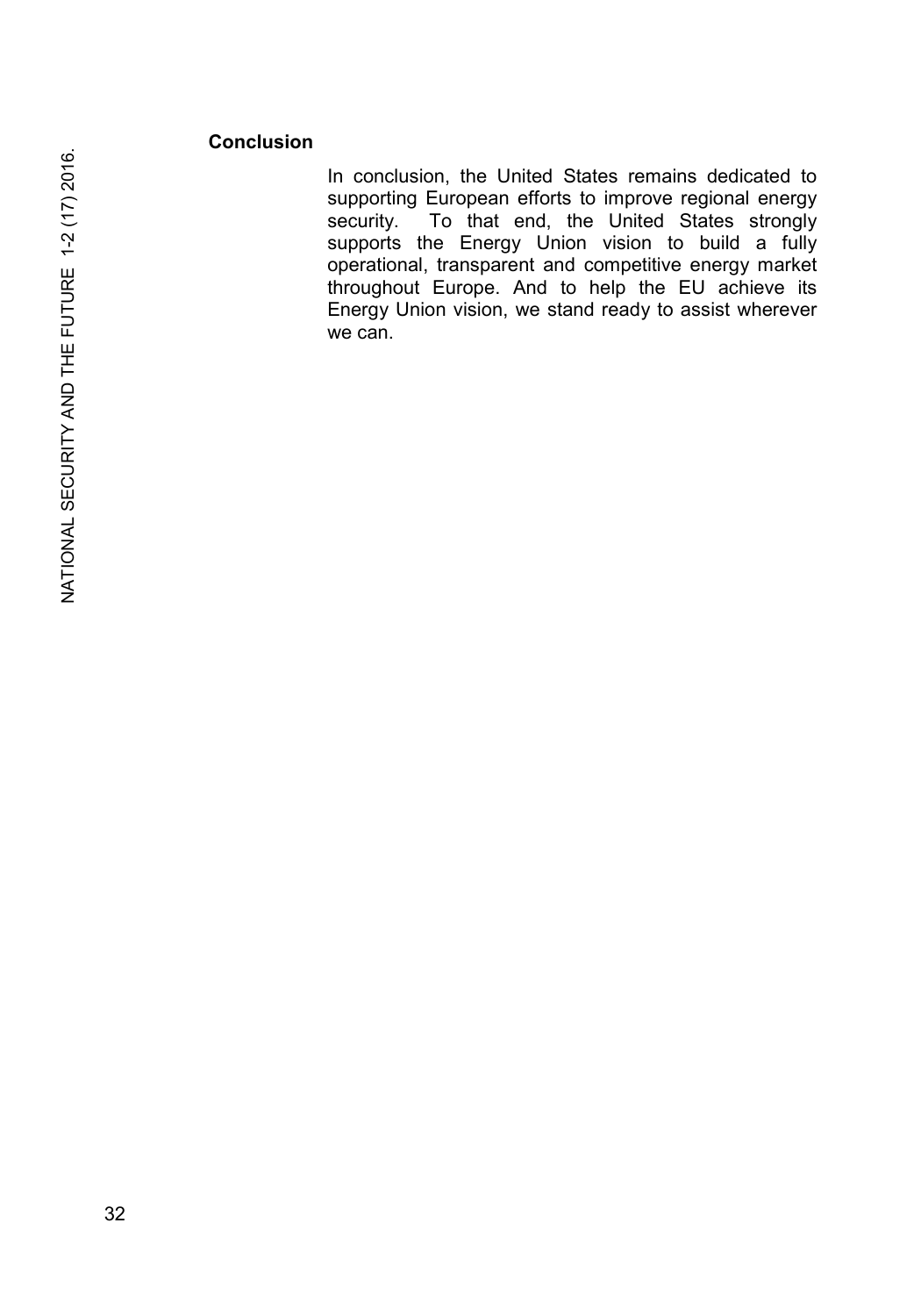## Conclusion

In conclusion, the United States remains dedicated to supporting European efforts to improve regional energy security. To that end, the United States strongly supports the Energy Union vision to build a fully operational, transparent and competitive energy market throughout Europe. And to help the EU achieve its Energy Union vision, we stand ready to assist wherever we can.